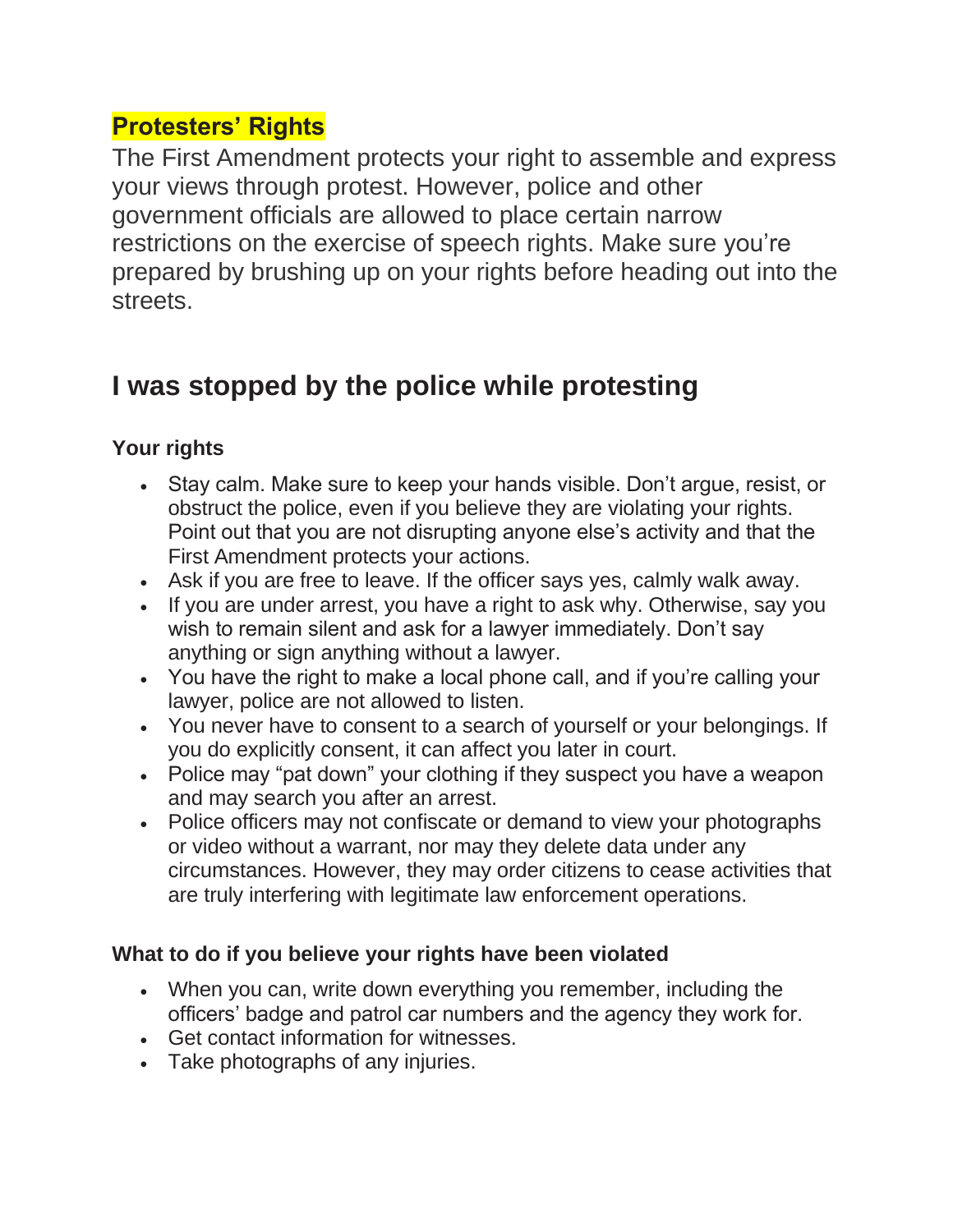## Protesters' Rights

The First Amendment protects your right to assemble and express your views through protest. However, police and other government officials are allowed to place certain narrow restrictions on the exercise of speech rights. Make sure you're prepared by brushing up on your rights before heading out into the streets.

# I was stopped by the police while protesting

### Your rights

- Stay calm. Make sure to keep your hands visible. Don't argue, resist, or obstruct the police, even if you believe they are violating your rights. Point out that you are not disrupting anyone else's activity and that the First Amendment protects your actions.
- Ask if you are free to leave. If the officer says yes, calmly walk away.
- If you are under arrest, you have a right to ask why. Otherwise, say you wish to remain silent and ask for a lawyer immediately. Don't say anything or sign anything without a lawyer.
- You have the right to make a local phone call, and if you're calling your lawyer, police are not allowed to listen.
- You never have to consent to a search of yourself or your belongings. If you do explicitly consent, it can affect you later in court.
- Police may "pat down" your clothing if they suspect you have a weapon and may search you after an arrest.
- Police officers may not confiscate or demand to view your photographs or video without a warrant, nor may they delete data under any circumstances. However, they may order citizens to cease activities that are truly interfering with legitimate law enforcement operations.

### What to do if you believe your rights have been violated

- When you can, write down everything you remember, including the officers' badge and patrol car numbers and the agency they work for.
- Get contact information for witnesses.
- Take photographs of any injuries.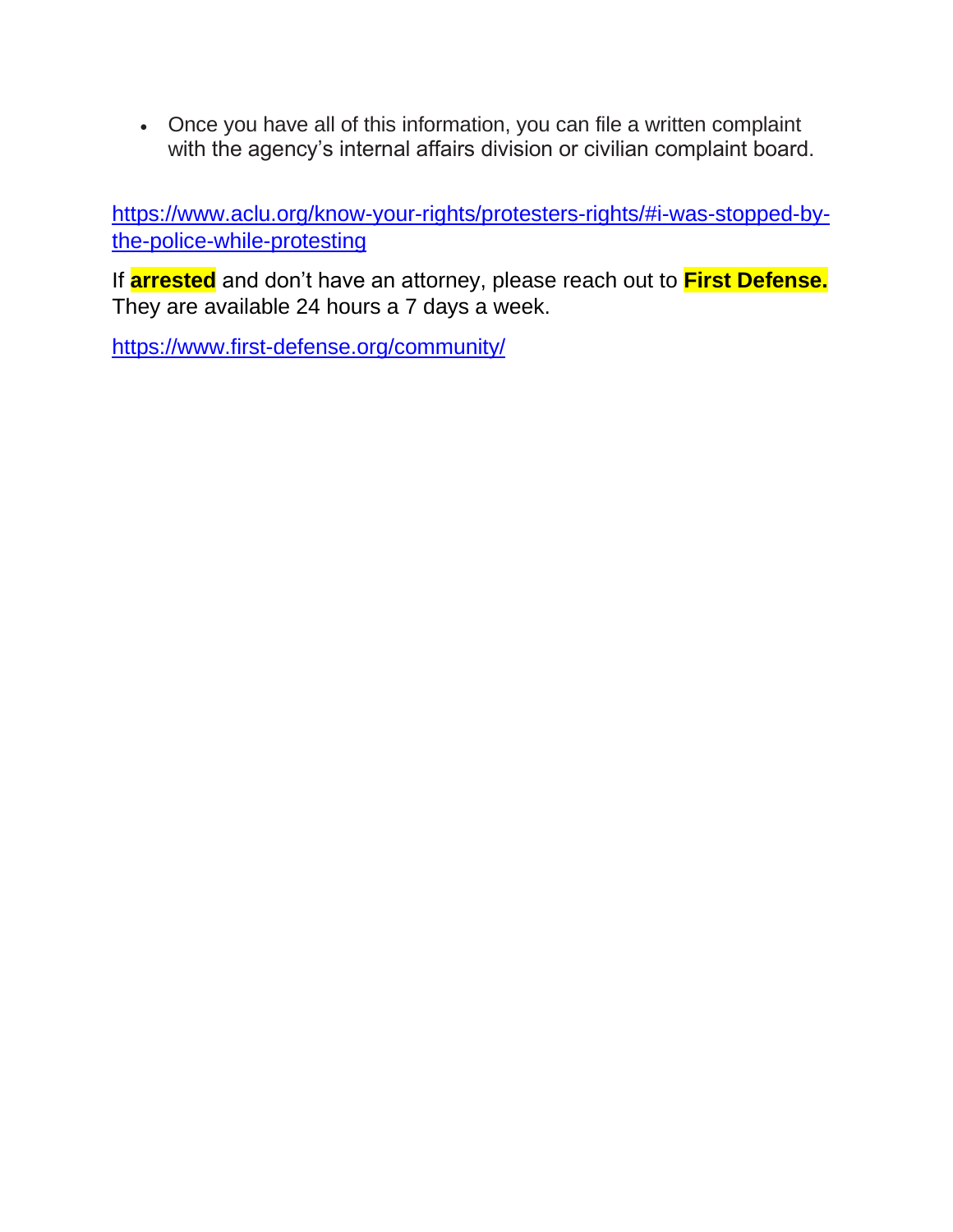- Once you have all of this information, you can file a written complaint with the agency's internal affairs division or civilian complaint board.

https://www.aclu.org/know-your-rights/protesters-rights/#i-was-stopped-by-the-police-while-protesting

If **arrested** and don't have an attorney, please reach out to **First Defense.** They are available 24 hours a 7 days a week.

https://www.first-defense.org/community/